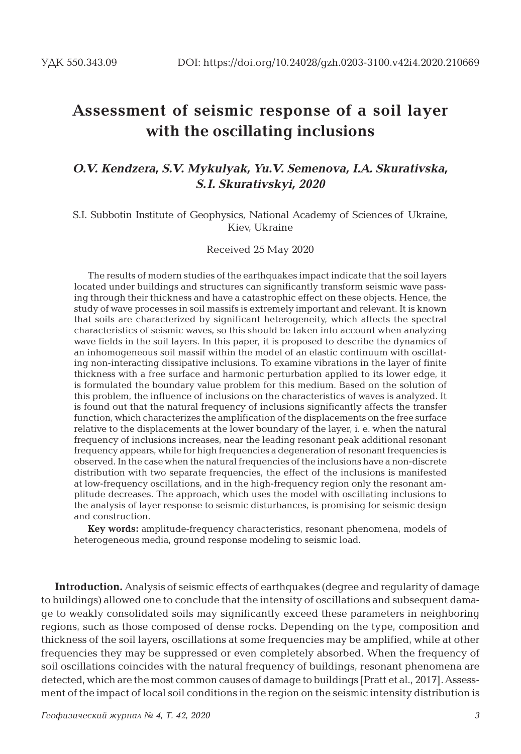УДК 550.343.09 DOI: https://doi.org/10.24028/gzh.0203-3100.v42i4.2020.210669

# Assessment of seismic response of a soil layer with the oscillating inclusions

***O.V. Kendzera, S.V. Mykulyak, Yu.V. Semenova, I.A. Skurativska, S.I. Skurativskyi, 2020***

S.I. Subbotin Institute of Geophysics, National Academy of Sciences of Ukraine, Kiev, Ukraine

Received 25 May 2020

The results of modern studies of the earthquakes impact indicate that the soil layers located under buildings and structures can significantly transform seismic wave passing through their thickness and have a catastrophic effect on these objects. Hence, the study of wave processes in soil massifs is extremely important and relevant. It is known that soils are characterized by significant heterogeneity, which affects the spectral characteristics of seismic waves, so this should be taken into account when analyzing wave fields in the soil layers. In this paper, it is proposed to describe the dynamics of an inhomogeneous soil massif within the model of an elastic continuum with oscillating non-interacting dissipative inclusions. To examine vibrations in the layer of finite thickness with a free surface and harmonic perturbation applied to its lower edge, it is formulated the boundary value problem for this medium. Based on the solution of this problem, the influence of inclusions on the characteristics of waves is analyzed. It is found out that the natural frequency of inclusions significantly affects the transfer function, which characterizes the amplification of the displacements on the free surface relative to the displacements at the lower boundary of the layer, i. e. when the natural frequency of inclusions increases, near the leading resonant peak additional resonant frequency appears, while for high frequencies a degeneration of resonant frequencies is observed. In the case when the natural frequencies of the inclusions have a non-discrete distribution with two separate frequencies, the effect of the inclusions is manifested at low-frequency oscillations, and in the high-frequency region only the resonant amplitude decreases. The approach, which uses the model with oscillating inclusions to the analysis of layer response to seismic disturbances, is promising for seismic design and construction.

**Key words:** amplitude-frequency characteristics, resonant phenomena, models of heterogeneous media, ground response modeling to seismic load.

**Introduction.** Analysis of seismic effects of earthquakes (degree and regularity of damage to buildings) allowed one to conclude that the intensity of oscillations and subsequent damage to weakly consolidated soils may significantly exceed these parameters in neighboring regions, such as those composed of dense rocks. Depending on the type, composition and thickness of the soil layers, oscillations at some frequencies may be amplified, while at other frequencies they may be suppressed or even completely absorbed. When the frequency of soil oscillations coincides with the natural frequency of buildings, resonant phenomena are detected, which are the most common causes of damage to buildings [Pratt et al., 2017]. Assessment of the impact of local soil conditions in the region on the seismic intensity distribution is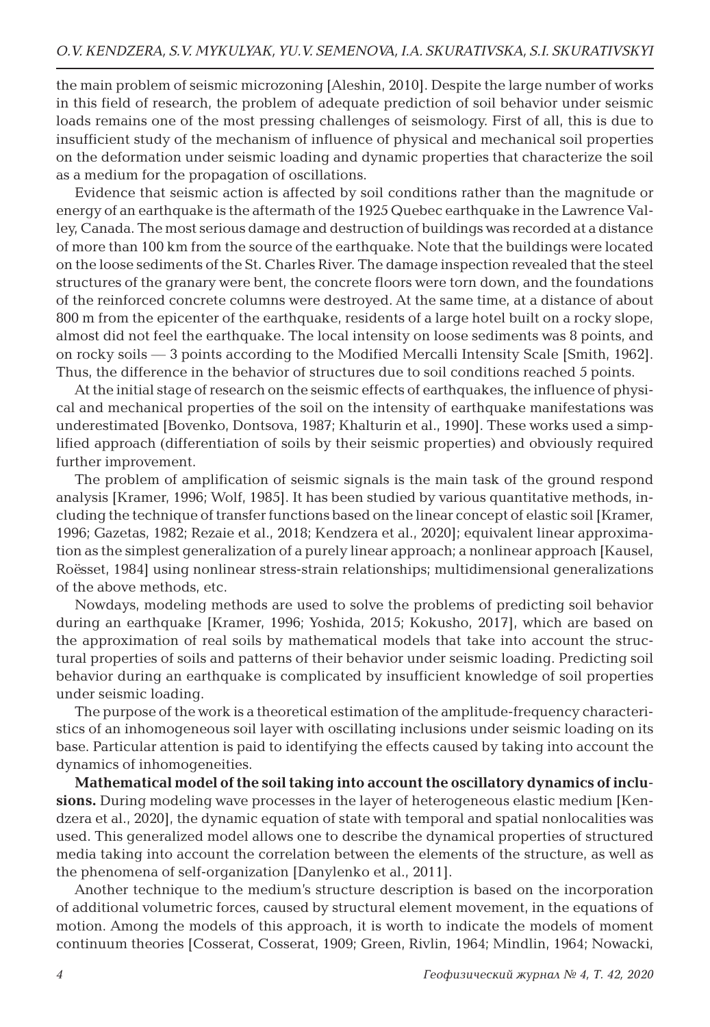the main problem of seismic microzoning [Aleshin, 2010]. Despite the large number of works in this field of research, the problem of adequate prediction of soil behavior under seismic loads remains one of the most pressing challenges of seismology. First of all, this is due to insufficient study of the mechanism of influence of physical and mechanical soil properties on the deformation under seismic loading and dynamic properties that characterize the soil as a medium for the propagation of oscillations.

Evidence that seismic action is affected by soil conditions rather than the magnitude or energy of an earthquake is the aftermath of the 1925 Quebec earthquake in the Lawrence Valley, Canada. The most serious damage and destruction of buildings was recorded at a distance of more than 100 km from the source of the earthquake. Note that the buildings were located on the loose sediments of the St. Charles River. The damage inspection revealed that the steel structures of the granary were bent, the concrete floors were torn down, and the foundations of the reinforced concrete columns were destroyed. At the same time, at a distance of about 800 m from the epicenter of the earthquake, residents of a large hotel built on a rocky slope, almost did not feel the earthquake. The local intensity on loose sediments was 8 points, and on rocky soils — 3 points according to the Modified Mercalli Intensity Scale [Smith, 1962]. Thus, the difference in the behavior of structures due to soil conditions reached 5 points.

At the initial stage of research on the seismic effects of earthquakes, the influence of physical and mechanical properties of the soil on the intensity of earthquake manifestations was underestimated [Bovenko, Dontsova, 1987; Khalturin et al., 1990]. These works used a simplified approach (differentiation of soils by their seismic properties) and obviously required further improvement.

The problem of amplification of seismic signals is the main task of the ground respond analysis [Kramer, 1996; Wolf, 1985]. It has been studied by various quantitative methods, including the technique of transfer functions based on the linear concept of elastic soil [Kramer, 1996; Gazetas, 1982; Rezaie et al., 2018; Kendzera et al., 2020]; equivalent linear approximation as the simplest generalization of a purely linear approach; a nonlinear approach [Kausel, Roësset, 1984] using nonlinear stress-strain relationships; multidimensional generalizations of the above methods, etc.

Nowdays, modeling methods are used to solve the problems of predicting soil behavior during an earthquake [Kramer, 1996; Yoshida, 2015; Kokusho, 2017], which are based on the approximation of real soils by mathematical models that take into account the structural properties of soils and patterns of their behavior under seismic loading. Predicting soil behavior during an earthquake is complicated by insufficient knowledge of soil properties under seismic loading.

The purpose of the work is a theoretical estimation of the amplitude-frequency characteristics of an inhomogeneous soil layer with oscillating inclusions under seismic loading on its base. Particular attention is paid to identifying the effects caused by taking into account the dynamics of inhomogeneities.

**Mathematical model of the soil taking into account the oscillatory dynamics of inclusions.** During modeling wave processes in the layer of heterogeneous elastic medium [Kendzera et al., 2020], the dynamic equation of state with temporal and spatial nonlocalities was used. This generalized model allows one to describe the dynamical properties of structured media taking into account the correlation between the elements of the structure, as well as the phenomena of self-organization [Danylenko et al., 2011].

Another technique to the medium's structure description is based on the incorporation of additional volumetric forces, caused by structural element movement, in the equations of motion. Among the models of this approach, it is worth to indicate the models of moment continuum theories [Cosserat, Cosserat, 1909; Green, Rivlin, 1964; Mindlin, 1964; Nowacki,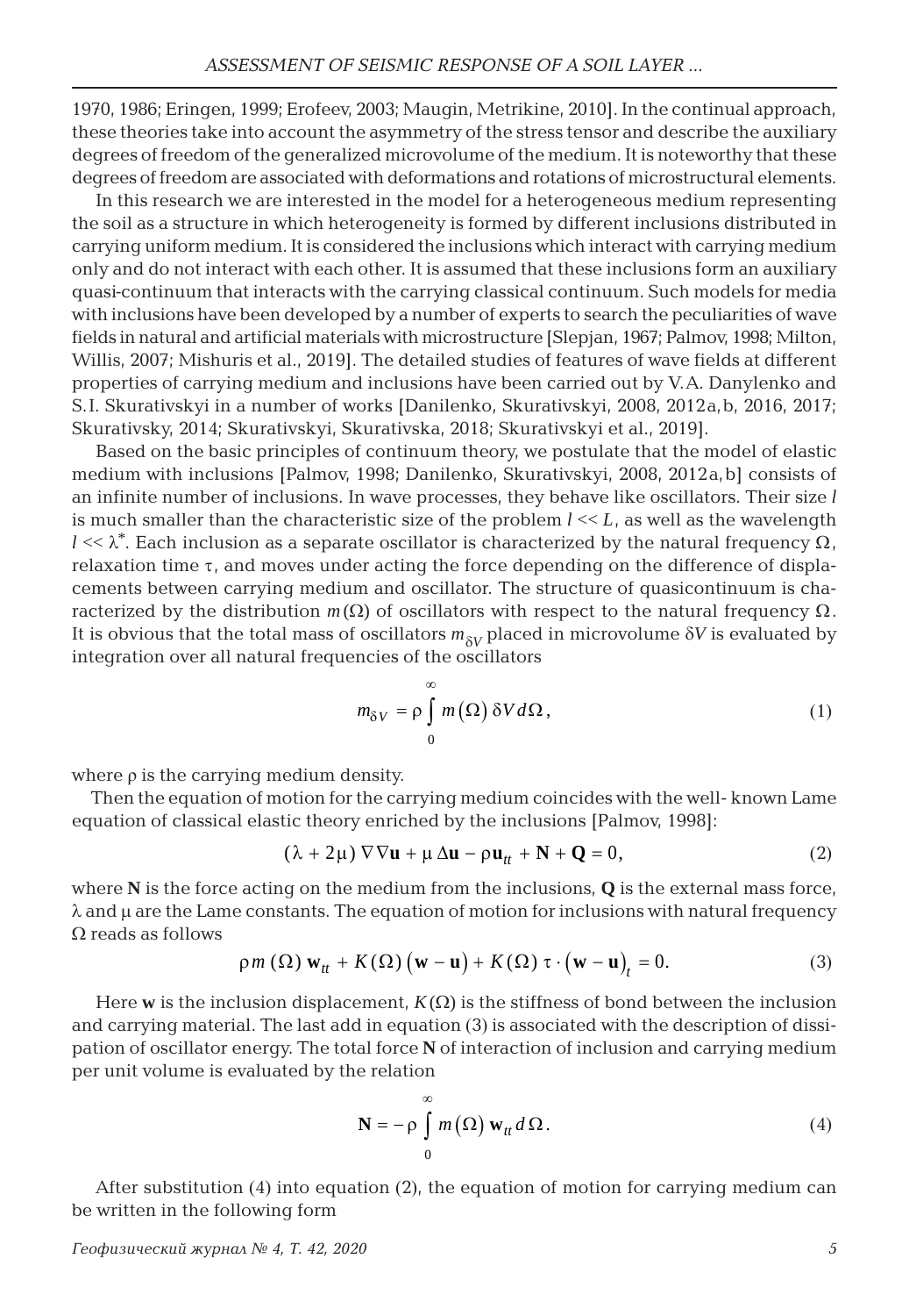1970, 1986; Eringen, 1999; Erofeev, 2003; Maugin, Metrikine, 2010]. In the continual approach, these theories take into account the asymmetry of the stress tensor and describe the auxiliary degrees of freedom of the generalized microvolume of the medium. It is noteworthy that these degrees of freedom are associated with deformations and rotations of microstructural elements.

In this research we are interested in the model for a heterogeneous medium representing the soil as a structure in which heterogeneity is formed by different inclusions distributed in carrying uniform medium. It is considered the inclusions which interact with carrying medium only and do not interact with each other. It is assumed that these inclusions form an auxiliary quasi-continuum that interacts with the carrying classical continuum. Such models for media with inclusions have been developed by a number of experts to search the peculiarities of wave fields in natural and artificial materials with microstructure [Slepjan, 1967; Palmov, 1998; Milton, Willis, 2007; Mishuris et al., 2019]. The detailed studies of features of wave fields at different properties of carrying medium and inclusions have been carried out by V.A. Danylenko and S.I. Skurativskyi in a number of works [Danilenko, Skurativskyi, 2008, 2012a, b, 2016, 2017; Skurativsky, 2014; Skurativskyi, Skurativska, 2018; Skurativskyi et al., 2019].

Based on the basic principles of continuum theory, we postulate that the model of elastic medium with inclusions [Palmov, 1998; Danilenko, Skurativskyi, 2008, 2012a, b] consists of an infinite number of inclusions. In wave processes, they behave like oscillators. Their size $l$ is much smaller than the characteristic size of the problem $l << L$, as well as the wavelength $l << \lambda^{*}$. Each inclusion as a separate oscillator is characterized by the natural frequency $\Omega$, relaxation time $\tau$, and moves under acting the force depending on the difference of displacements between carrying medium and oscillator. The structure of quasicontinuum is characterized by the distribution $m(\Omega)$ of oscillators with respect to the natural frequency $\Omega$. It is obvious that the total mass of oscillators $m_{\delta V}$ placed in microvolume $\delta V$ is evaluated by integration over all natural frequencies of the oscillators

$$m_{\delta V} = \rho \int_{0}^{\infty} m(\Omega)\, \delta V\, d\Omega, \tag{1}$$

where $\rho$ is the carrying medium density.

Then the equation of motion for the carrying medium coincides with the well- known Lame equation of classical elastic theory enriched by the inclusions [Palmov, 1998]:

$$(\lambda + 2\mu)\, \nabla\nabla \mathbf{u} + \mu\, \Delta \mathbf{u} - \rho \mathbf{u}_{tt} + \mathbf{N} + \mathbf{Q} = 0, \tag{2}$$

where $\mathbf{N}$ is the force acting on the medium from the inclusions, $\mathbf{Q}$ is the external mass force, $\lambda$ and $\mu$ are the Lame constants. The equation of motion for inclusions with natural frequency $\Omega$ reads as follows

$$\rho m(\Omega)\, \mathbf{w}_{tt} + K(\Omega)\left(\mathbf{w} - \mathbf{u}\right) + K(\Omega)\, \tau \cdot \left(\mathbf{w} - \mathbf{u}\right)_{t} = 0. \tag{3}$$

Here $\mathbf{w}$ is the inclusion displacement, $K(\Omega)$ is the stiffness of bond between the inclusion and carrying material. The last add in equation (3) is associated with the description of dissipation of oscillator energy. The total force $\mathbf{N}$ of interaction of inclusion and carrying medium per unit volume is evaluated by the relation

$$\mathbf{N} = -\rho \int_{0}^{\infty} m(\Omega)\, \mathbf{w}_{tt}\, d\Omega. \tag{4}$$

After substitution (4) into equation (2), the equation of motion for carrying medium can be written in the following form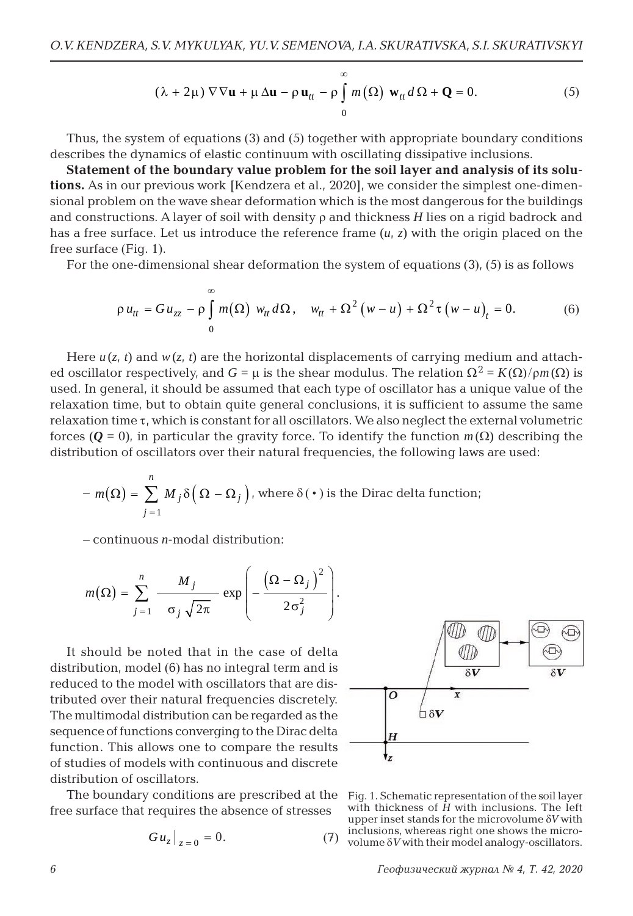$$(\lambda + 2\mu)\,\nabla\nabla\mathbf{u} + \mu\,\Delta\mathbf{u} - \rho\,\mathbf{u}_{tt} - \rho\int_0^\infty m(\Omega)\;\mathbf{w}_{tt}\,d\Omega + \mathbf{Q} = 0. \tag{5}$$

Thus, the system of equations (3) and (5) together with appropriate boundary conditions describes the dynamics of elastic continuum with oscillating dissipative inclusions.

**Statement of the boundary value problem for the soil layer and analysis of its solutions.** As in our previous work [Kendzera et al., 2020], we consider the simplest one-dimensional problem on the wave shear deformation which is the most dangerous for the buildings and constructions. A layer of soil with density $\rho$ and thickness $H$ lies on a rigid badrock and has a free surface. Let us introduce the reference frame $(u, z)$ with the origin placed on the free surface (Fig. 1).

For the one-dimensional shear deformation the system of equations (3), (5) is as follows

$$\rho\,u_{tt} = G\,u_{zz} - \rho\int_0^\infty m(\Omega)\;w_{tt}\,d\Omega, \quad w_{tt} + \Omega^2\left(w-u\right) + \Omega^2\tau\left(w-u\right)_t = 0. \tag{6}$$

Here $u(z, t)$ and $w(z, t)$ are the horizontal displacements of carrying medium and attached oscillator respectively, and $G = \mu$ is the shear modulus. The relation $\Omega^2 = K(\Omega)/\rho m(\Omega)$ is used. In general, it should be assumed that each type of oscillator has a unique value of the relaxation time, but to obtain quite general conclusions, it is sufficient to assume the same relaxation time $\tau$, which is constant for all oscillators. We also neglect the external volumetric forces ($\boldsymbol{Q} = 0$), in particular the gravity force. To identify the function $m(\Omega)$ describing the distribution of oscillators over their natural frequencies, the following laws are used:

– $m(\Omega) = \sum_{j=1}^{n} M_j\,\delta\left(\Omega - \Omega_j\right)$, where $\delta(\bullet)$ is the Dirac delta function;

– continuous $n$-modal distribution:

$$m(\Omega) = \sum_{j=1}^{n} \frac{M_j}{\sigma_j\sqrt{2\pi}}\exp\left(-\frac{\left(\Omega-\Omega_j\right)^2}{2\sigma_j^2}\right).$$

It should be noted that in the case of delta distribution, model (6) has no integral term and is reduced to the model with oscillators that are distributed over their natural frequencies discretely. The multimodal distribution can be regarded as the sequence of functions converging to the Dirac delta function. This allows one to compare the results of studies of models with continuous and discrete distribution of oscillators.

The boundary conditions are prescribed at the free surface that requires the absence of stresses

$$G\,u_z\big|_{z=0} = 0. \tag{7}$$

Fig. 1. Schematic representation of the soil layer with thickness of $H$ with inclusions. The left upper inset stands for the microvolume $\delta V$ with inclusions, whereas right one shows the microvolume $\delta V$ with their model analogy-oscillators.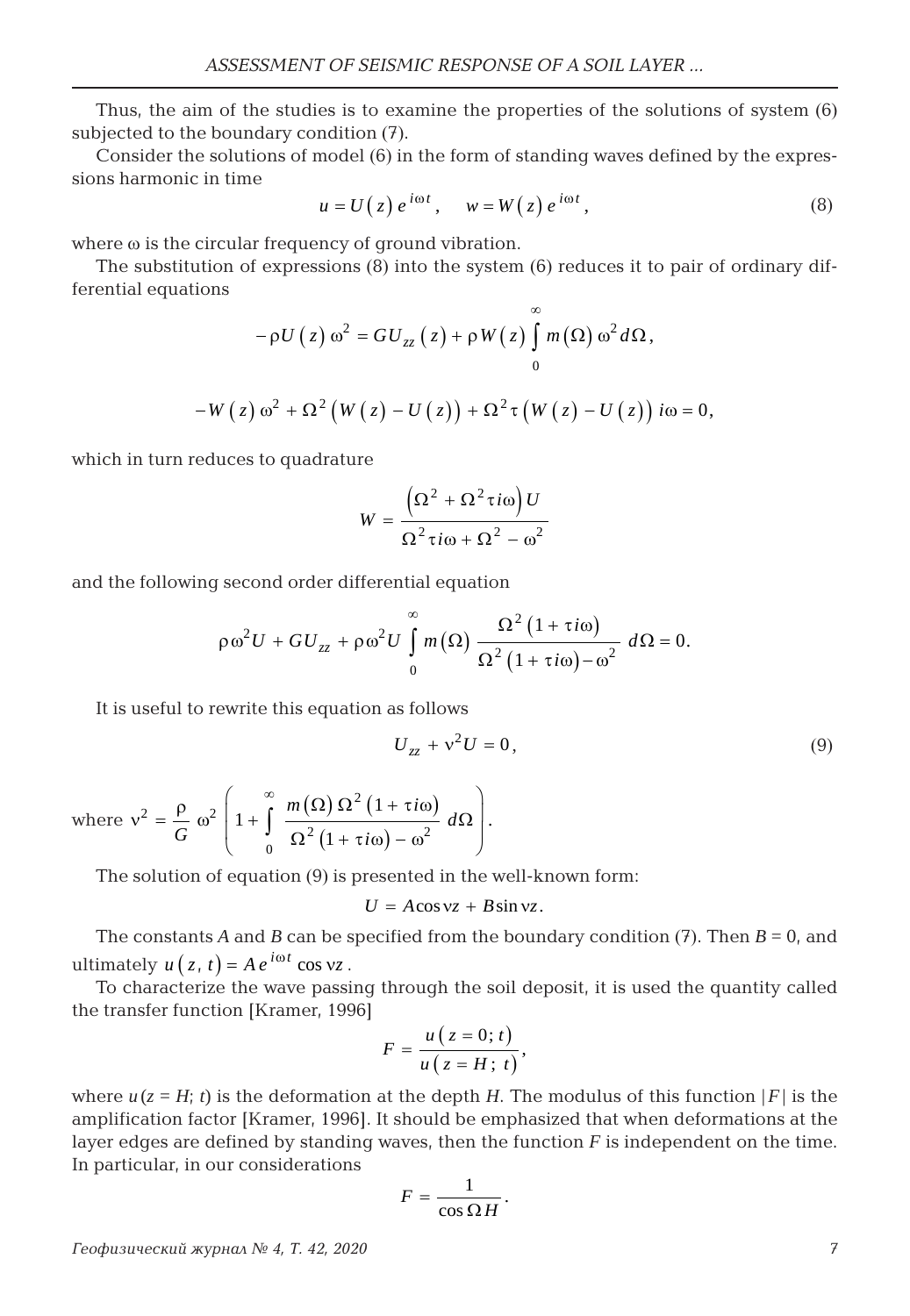Thus, the aim of the studies is to examine the properties of the solutions of system (6) subjected to the boundary condition (7).

Consider the solutions of model (6) in the form of standing waves defined by the expressions harmonic in time

$$u = U(z)\, e^{i\omega t}, \quad w = W(z)\, e^{i\omega t}, \tag{8}$$

where $\omega$ is the circular frequency of ground vibration.

The substitution of expressions (8) into the system (6) reduces it to pair of ordinary differential equations

$$-\rho U(z)\,\omega^2 = G U_{zz}(z) + \rho W(z) \int_0^\infty m(\Omega)\,\omega^2 d\Omega,$$

$$-W(z)\,\omega^2 + \Omega^2 \big(W(z) - U(z)\big) + \Omega^2 \tau \big(W(z) - U(z)\big)\, i\omega = 0,$$

which in turn reduces to quadrature

$$W = \frac{\left(\Omega^2 + \Omega^2 \tau i\omega\right) U}{\Omega^2 \tau i\omega + \Omega^2 - \omega^2}$$

and the following second order differential equation

$$\rho\omega^2 U + G U_{zz} + \rho\omega^2 U \int_0^\infty m(\Omega)\, \frac{\Omega^2 (1 + \tau i\omega)}{\Omega^2 (1 + \tau i\omega) - \omega^2}\, d\Omega = 0.$$

It is useful to rewrite this equation as follows

$$U_{zz} + \nu^2 U = 0, \tag{9}$$

where $\nu^2 = \dfrac{\rho}{G}\,\omega^2 \left(1 + \displaystyle\int_0^\infty \frac{m(\Omega)\,\Omega^2 (1 + \tau i\omega)}{\Omega^2 (1 + \tau i\omega) - \omega^2}\, d\Omega\right).$

The solution of equation (9) is presented in the well-known form:

$$U = A\cos \nu z + B \sin \nu z.$$

The constants $A$ and $B$ can be specified from the boundary condition (7). Then $B = 0$, and ultimately $u(z, t) = A e^{i\omega t} \cos \nu z$.

To characterize the wave passing through the soil deposit, it is used the quantity called the transfer function [Kramer, 1996]

$$F = \frac{u(z = 0;\, t)}{u(z = H;\, t)},$$

where $u(z = H;\, t)$ is the deformation at the depth $H$. The modulus of this function $|F|$ is the amplification factor [Kramer, 1996]. It should be emphasized that when deformations at the layer edges are defined by standing waves, then the function $F$ is independent on the time. In particular, in our considerations

$$F = \frac{1}{\cos \Omega H}.$$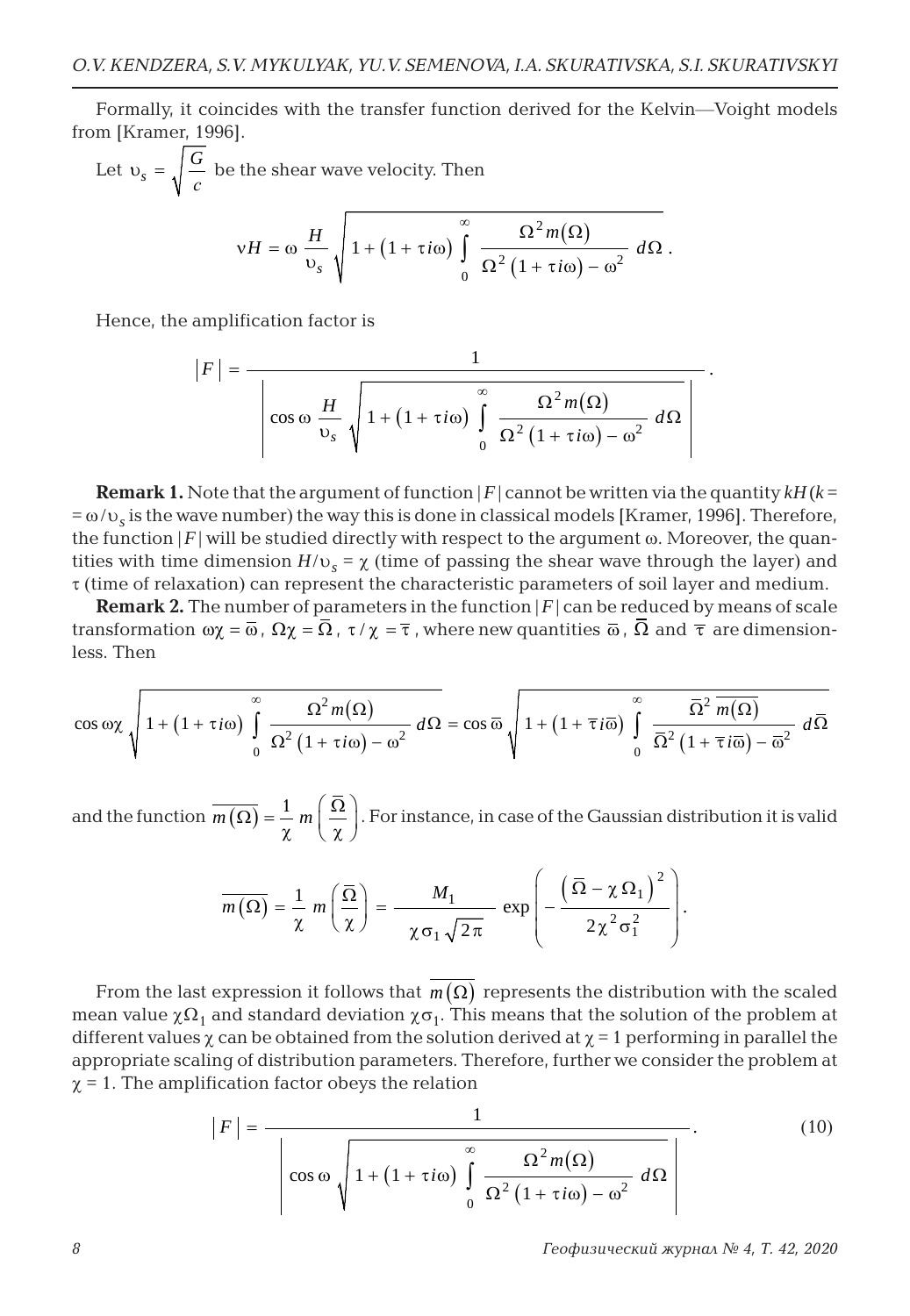Formally, it coincides with the transfer function derived for the Kelvin—Voight models from [Kramer, 1996].

Let $\upsilon_s = \sqrt{\dfrac{G}{c}}$ be the shear wave velocity. Then

$$\nu H = \omega \frac{H}{\upsilon_s} \sqrt{1 + (1 + \tau i\omega) \int_0^\infty \frac{\Omega^2 m(\Omega)}{\Omega^2 (1 + \tau i\omega) - \omega^2} \, d\Omega} \,.$$

Hence, the amplification factor is

$$|F| = \frac{1}{\left| \cos \omega \dfrac{H}{\upsilon_s} \sqrt{1 + (1 + \tau i\omega) \displaystyle\int_0^\infty \frac{\Omega^2 m(\Omega)}{\Omega^2 (1 + \tau i\omega) - \omega^2} \, d\Omega} \right|} \,.$$

**Remark 1.** Note that the argument of function $|F|$ cannot be written via the quantity $kH$ ($k = \omega/\upsilon_s$ is the wave number) the way this is done in classical models [Kramer, 1996]. Therefore, the function $|F|$ will be studied directly with respect to the argument $\omega$. Moreover, the quantities with time dimension $H/\upsilon_s = \chi$ (time of passing the shear wave through the layer) and $\tau$ (time of relaxation) can represent the characteristic parameters of soil layer and medium.

**Remark 2.** The number of parameters in the function $|F|$ can be reduced by means of scale transformation $\omega\chi = \bar{\omega}$, $\Omega\chi = \bar{\Omega}$, $\tau/\chi = \bar{\tau}$, where new quantities $\bar{\omega}$, $\bar{\Omega}$ and $\bar{\tau}$ are dimensionless. Then

$$\cos \omega\chi \sqrt{1 + (1 + \tau i\omega) \int_0^\infty \frac{\Omega^2 m(\Omega)}{\Omega^2 (1 + \tau i\omega) - \omega^2} \, d\Omega} = \cos \bar{\omega} \sqrt{1 + (1 + \bar{\tau} i\bar{\omega}) \int_0^\infty \frac{\bar{\Omega}^2 \, \overline{m(\Omega)}}{\bar{\Omega}^2 (1 + \bar{\tau} i\bar{\omega}) - \bar{\omega}^2} \, d\bar{\Omega}}$$

and the function $\overline{m(\Omega)} = \dfrac{1}{\chi} m\left(\dfrac{\bar{\Omega}}{\chi}\right)$. For instance, in case of the Gaussian distribution it is valid

$$\overline{m(\Omega)} = \frac{1}{\chi} m\left(\frac{\bar{\Omega}}{\chi}\right) = \frac{M_1}{\chi \sigma_1 \sqrt{2\pi}} \exp\left(-\frac{\left(\bar{\Omega} - \chi\Omega_1\right)^2}{2\chi^2 \sigma_1^2}\right).$$

From the last expression it follows that $\overline{m(\Omega)}$ represents the distribution with the scaled mean value $\chi\Omega_1$ and standard deviation $\chi\sigma_1$. This means that the solution of the problem at different values $\chi$ can be obtained from the solution derived at $\chi = 1$ performing in parallel the appropriate scaling of distribution parameters. Therefore, further we consider the problem at $\chi = 1$. The amplification factor obeys the relation

$$|F| = \frac{1}{\left| \cos \omega \sqrt{1 + (1 + \tau i\omega) \displaystyle\int_0^\infty \frac{\Omega^2 m(\Omega)}{\Omega^2 (1 + \tau i\omega) - \omega^2} \, d\Omega} \right|} \,. \tag{10}$$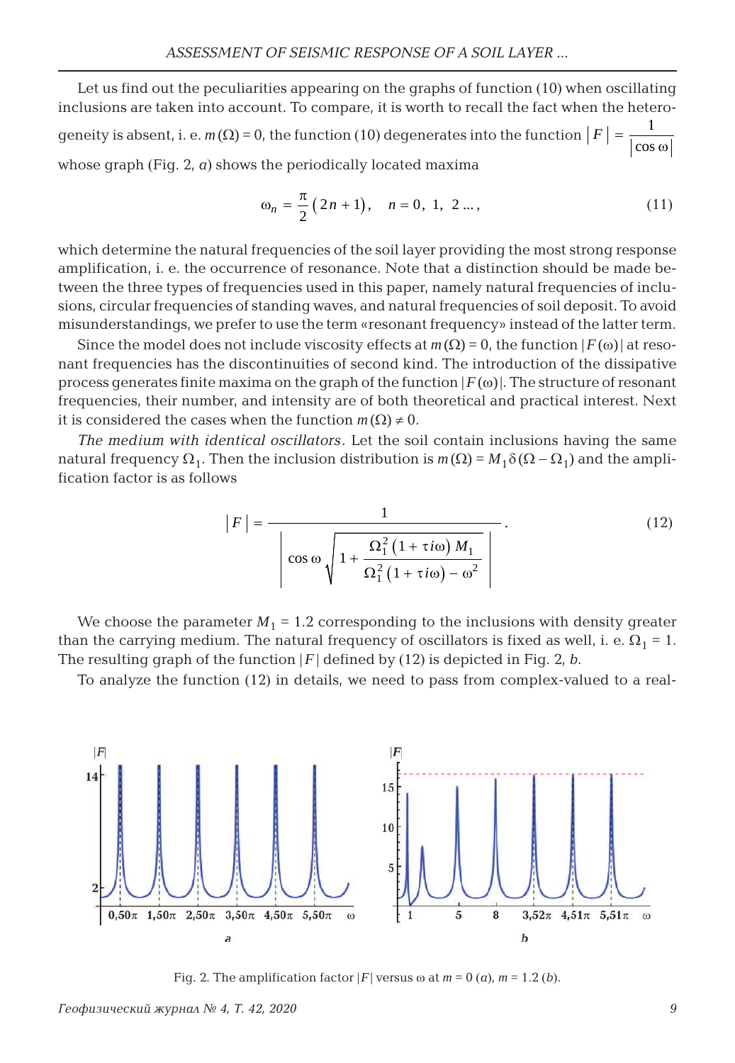Let us find out the peculiarities appearing on the graphs of function (10) when oscillating inclusions are taken into account. To compare, it is worth to recall the fact when the heterogeneity is absent, i. e. $m(\Omega) = 0$, the function (10) degenerates into the function $|F| = \dfrac{1}{|\cos\omega|}$ whose graph (Fig. 2, *a*) shows the periodically located maxima

$$\omega_n = \frac{\pi}{2}(2n+1), \quad n = 0,\ 1,\ 2\ \ldots, \tag{11}$$

which determine the natural frequencies of the soil layer providing the most strong response amplification, i. e. the occurrence of resonance. Note that a distinction should be made between the three types of frequencies used in this paper, namely natural frequencies of inclusions, circular frequencies of standing waves, and natural frequencies of soil deposit. To avoid misunderstandings, we prefer to use the term «resonant frequency» instead of the latter term.

Since the model does not include viscosity effects at $m(\Omega) = 0$, the function $|F(\omega)|$ at resonant frequencies has the discontinuities of second kind. The introduction of the dissipative process generates finite maxima on the graph of the function $|F(\omega)|$. The structure of resonant frequencies, their number, and intensity are of both theoretical and practical interest. Next it is considered the cases when the function $m(\Omega) \neq 0$.

*The medium with identical oscillators*. Let the soil contain inclusions having the same natural frequency $\Omega_1$. Then the inclusion distribution is $m(\Omega) = M_1\delta(\Omega - \Omega_1)$ and the amplification factor is as follows

$$|F| = \frac{1}{\left|\cos\omega\sqrt{1 + \dfrac{\Omega_1^2(1+\tau i\omega)M_1}{\Omega_1^2(1+\tau i\omega) - \omega^2}}\right|}. \tag{12}$$

We choose the parameter $M_1 = 1.2$ corresponding to the inclusions with density greater than the carrying medium. The natural frequency of oscillators is fixed as well, i. e. $\Omega_1 = 1$. The resulting graph of the function $|F|$ defined by (12) is depicted in Fig. 2, *b*.

To analyze the function (12) in details, we need to pass from complex-valued to a real-

Fig. 2. The amplification factor $|F|$ versus $\omega$ at $m = 0$ (*a*), $m = 1.2$ (*b*).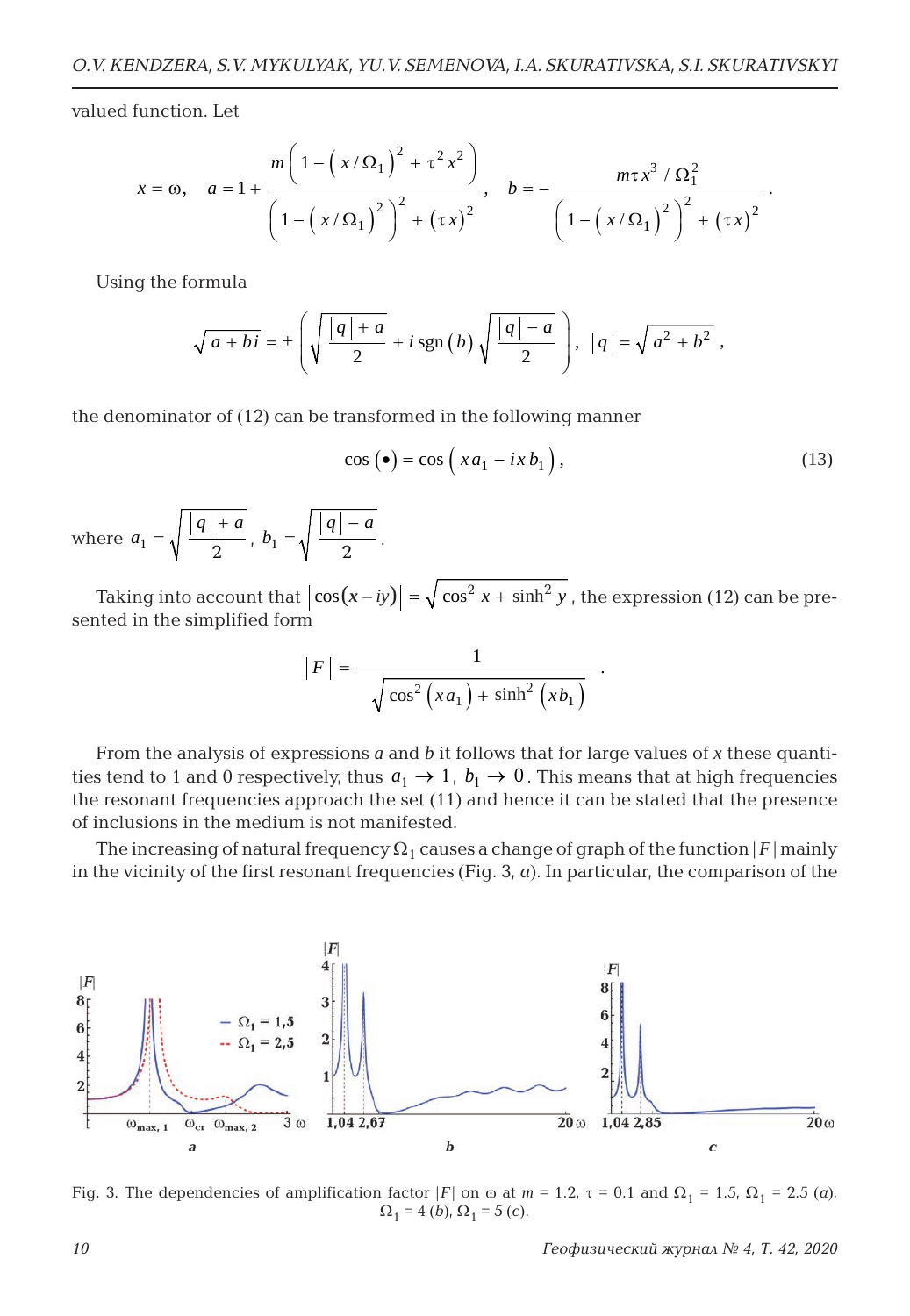valued function. Let

$$x = \omega, \quad a = 1 + \frac{m\left(1 - \left(x/\Omega_1\right)^2 + \tau^2 x^2\right)}{\left(1 - \left(x/\Omega_1\right)^2\right)^2 + (\tau x)^2}, \quad b = -\frac{m\tau x^3 / \Omega_1^2}{\left(1 - \left(x/\Omega_1\right)^2\right)^2 + (\tau x)^2}.$$

Using the formula

$$\sqrt{a + bi} = \pm\left(\sqrt{\frac{|q| + a}{2}} + i\,\mathrm{sgn}(b)\sqrt{\frac{|q| - a}{2}}\right), \quad |q| = \sqrt{a^2 + b^2},$$

the denominator of (12) can be transformed in the following manner

$$\cos(\bullet) = \cos\left(x a_1 - i x b_1\right), \tag{13}$$

where $a_1 = \sqrt{\dfrac{|q| + a}{2}}$, $b_1 = \sqrt{\dfrac{|q| - a}{2}}$.

Taking into account that $\left|\cos(x - iy)\right| = \sqrt{\cos^2 x + \sinh^2 y}$, the expression (12) can be presented in the simplified form

$$|F| = \frac{1}{\sqrt{\cos^2\left(x a_1\right) + \sinh^2\left(x b_1\right)}}.$$

From the analysis of expressions $a$ and $b$ it follows that for large values of $x$ these quantities tend to 1 and 0 respectively, thus $a_1 \to 1$, $b_1 \to 0$. This means that at high frequencies the resonant frequencies approach the set (11) and hence it can be stated that the presence of inclusions in the medium is not manifested.

The increasing of natural frequency $\Omega_1$ causes a change of graph of the function $|F|$ mainly in the vicinity of the first resonant frequencies (Fig. 3, *a*). In particular, the comparison of the

Fig. 3. The dependencies of amplification factor $|F|$ on $\omega$ at $m = 1.2$, $\tau = 0.1$ and $\Omega_1 = 1.5$, $\Omega_1 = 2.5$ (*a*), $\Omega_1 = 4$ (*b*), $\Omega_1 = 5$ (*c*).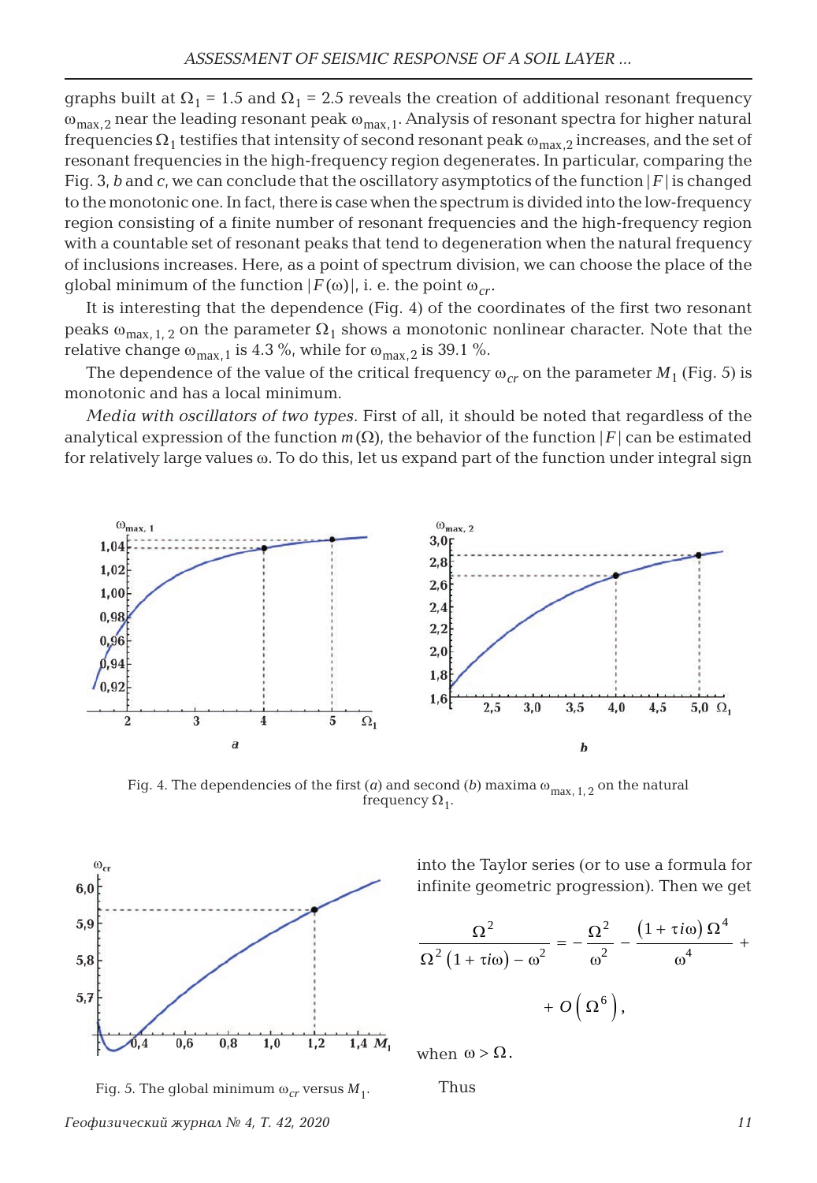graphs built at $\Omega_1 = 1.5$ and $\Omega_1 = 2.5$ reveals the creation of additional resonant frequency $\omega_{\max,2}$ near the leading resonant peak $\omega_{\max,1}$. Analysis of resonant spectra for higher natural frequencies $\Omega_1$ testifies that intensity of second resonant peak $\omega_{\max,2}$ increases, and the set of resonant frequencies in the high-frequency region degenerates. In particular, comparing the Fig. 3, *b* and *c*, we can conclude that the oscillatory asymptotics of the function $|F|$ is changed to the monotonic one. In fact, there is case when the spectrum is divided into the low-frequency region consisting of a finite number of resonant frequencies and the high-frequency region with a countable set of resonant peaks that tend to degeneration when the natural frequency of inclusions increases. Here, as a point of spectrum division, we can choose the place of the global minimum of the function $|F(\omega)|$, i. e. the point $\omega_{cr}$.

It is interesting that the dependence (Fig. 4) of the coordinates of the first two resonant peaks $\omega_{\max,1,2}$ on the parameter $\Omega_1$ shows a monotonic nonlinear character. Note that the relative change $\omega_{\max,1}$ is 4.3 %, while for $\omega_{\max,2}$ is 39.1 %.

The dependence of the value of the critical frequency $\omega_{cr}$ on the parameter $M_1$ (Fig. 5) is monotonic and has a local minimum.

*Media with oscillators of two types*. First of all, it should be noted that regardless of the analytical expression of the function $m(\Omega)$, the behavior of the function $|F|$ can be estimated for relatively large values $\omega$. To do this, let us expand part of the function under integral sign

Fig. 4. The dependencies of the first (*a*) and second (*b*) maxima $\omega_{\max,1,2}$ on the natural frequency $\Omega_1$.

Fig. 5. The global minimum $\omega_{cr}$ versus $M_1$.

into the Taylor series (or to use a formula for infinite geometric progression). Then we get

$$\frac{\Omega^2}{\Omega^2(1+\tau i\omega)-\omega^2} = -\frac{\Omega^2}{\omega^2} - \frac{(1+\tau i\omega)\,\Omega^4}{\omega^4} + O\left(\Omega^6\right),$$

when $\omega > \Omega$.

Thus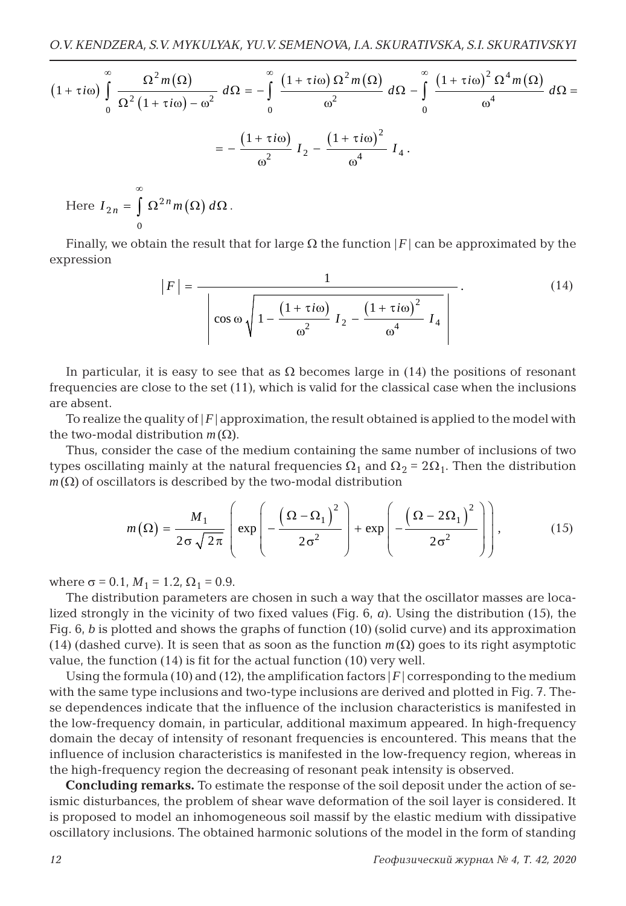$$\left(1+\tau i\omega\right)\int_0^\infty \frac{\Omega^2 m(\Omega)}{\Omega^2\left(1+\tau i\omega\right)-\omega^2}\,d\Omega = -\int_0^\infty \frac{\left(1+\tau i\omega\right)\Omega^2 m(\Omega)}{\omega^2}\,d\Omega - \int_0^\infty \frac{\left(1+\tau i\omega\right)^2\Omega^4 m(\Omega)}{\omega^4}\,d\Omega =$$

$$= -\frac{\left(1+\tau i\omega\right)}{\omega^2}\,I_2 - \frac{\left(1+\tau i\omega\right)^2}{\omega^4}\,I_4\,.$$

Here $I_{2n} = \int_0^\infty \Omega^{2n} m(\Omega)\,d\Omega$.

Finally, we obtain the result that for large $\Omega$ the function $|F|$ can be approximated by the expression

$$\left|F\right| = \frac{1}{\left|\cos\omega\sqrt{1-\dfrac{\left(1+\tau i\omega\right)}{\omega^2}\,I_2-\dfrac{\left(1+\tau i\omega\right)^2}{\omega^4}\,I_4}\right|}\,. \tag{14}$$

In particular, it is easy to see that as $\Omega$ becomes large in (14) the positions of resonant frequencies are close to the set (11), which is valid for the classical case when the inclusions are absent.

To realize the quality of $|F|$ approximation, the result obtained is applied to the model with the two-modal distribution $m(\Omega)$.

Thus, consider the case of the medium containing the same number of inclusions of two types oscillating mainly at the natural frequencies $\Omega_1$ and $\Omega_2 = 2\Omega_1$. Then the distribution $m(\Omega)$ of oscillators is described by the two-modal distribution

$$m(\Omega) = \frac{M_1}{2\sigma\sqrt{2\pi}}\left(\exp\left(-\frac{\left(\Omega-\Omega_1\right)^2}{2\sigma^2}\right)+\exp\left(-\frac{\left(\Omega-2\Omega_1\right)^2}{2\sigma^2}\right)\right), \tag{15}$$

where $\sigma = 0.1$, $M_1 = 1.2$, $\Omega_1 = 0.9$.

The distribution parameters are chosen in such a way that the oscillator masses are localized strongly in the vicinity of two fixed values (Fig. 6, *a*). Using the distribution (15), the Fig. 6, *b* is plotted and shows the graphs of function (10) (solid curve) and its approximation (14) (dashed curve). It is seen that as soon as the function $m(\Omega)$ goes to its right asymptotic value, the function (14) is fit for the actual function (10) very well.

Using the formula (10) and (12), the amplification factors $|F|$ corresponding to the medium with the same type inclusions and two-type inclusions are derived and plotted in Fig. 7. These dependences indicate that the influence of the inclusion characteristics is manifested in the low-frequency domain, in particular, additional maximum appeared. In high-frequency domain the decay of intensity of resonant frequencies is encountered. This means that the influence of inclusion characteristics is manifested in the low-frequency region, whereas in the high-frequency region the decreasing of resonant peak intensity is observed.

**Concluding remarks.** To estimate the response of the soil deposit under the action of seismic disturbances, the problem of shear wave deformation of the soil layer is considered. It is proposed to model an inhomogeneous soil massif by the elastic medium with dissipative oscillatory inclusions. The obtained harmonic solutions of the model in the form of standing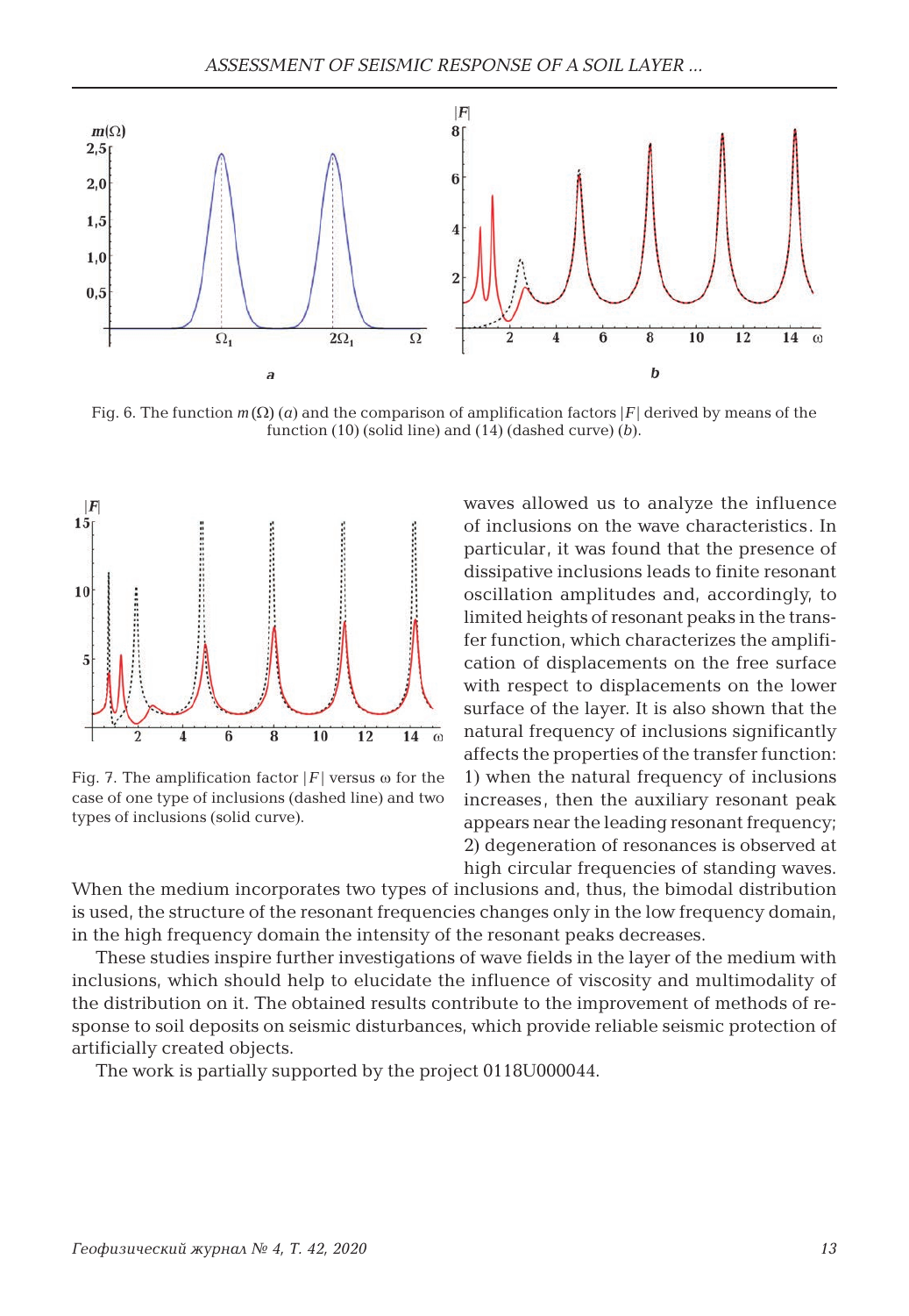Fig. 6. The function $m(\Omega)$ (*a*) and the comparison of amplification factors $|F|$ derived by means of the function (10) (solid line) and (14) (dashed curve) (*b*).

Fig. 7. The amplification factor $|F|$ versus $\omega$ for the case of one type of inclusions (dashed line) and two types of inclusions (solid curve).

waves allowed us to analyze the influence of inclusions on the wave characteristics. In particular, it was found that the presence of dissipative inclusions leads to finite resonant oscillation amplitudes and, accordingly, to limited heights of resonant peaks in the transfer function, which characterizes the amplification of displacements on the free surface with respect to displacements on the lower surface of the layer. It is also shown that the natural frequency of inclusions significantly affects the properties of the transfer function: 1) when the natural frequency of inclusions increases, then the auxiliary resonant peak appears near the leading resonant frequency; 2) degeneration of resonances is observed at high circular frequencies of standing waves. When the medium incorporates two types of inclusions and, thus, the bimodal distribution is used, the structure of the resonant frequencies changes only in the low frequency domain, in the high frequency domain the intensity of the resonant peaks decreases.

These studies inspire further investigations of wave fields in the layer of the medium with inclusions, which should help to elucidate the influence of viscosity and multimodality of the distribution on it. The obtained results contribute to the improvement of methods of response to soil deposits on seismic disturbances, which provide reliable seismic protection of artificially created objects.

The work is partially supported by the project 0118U000044.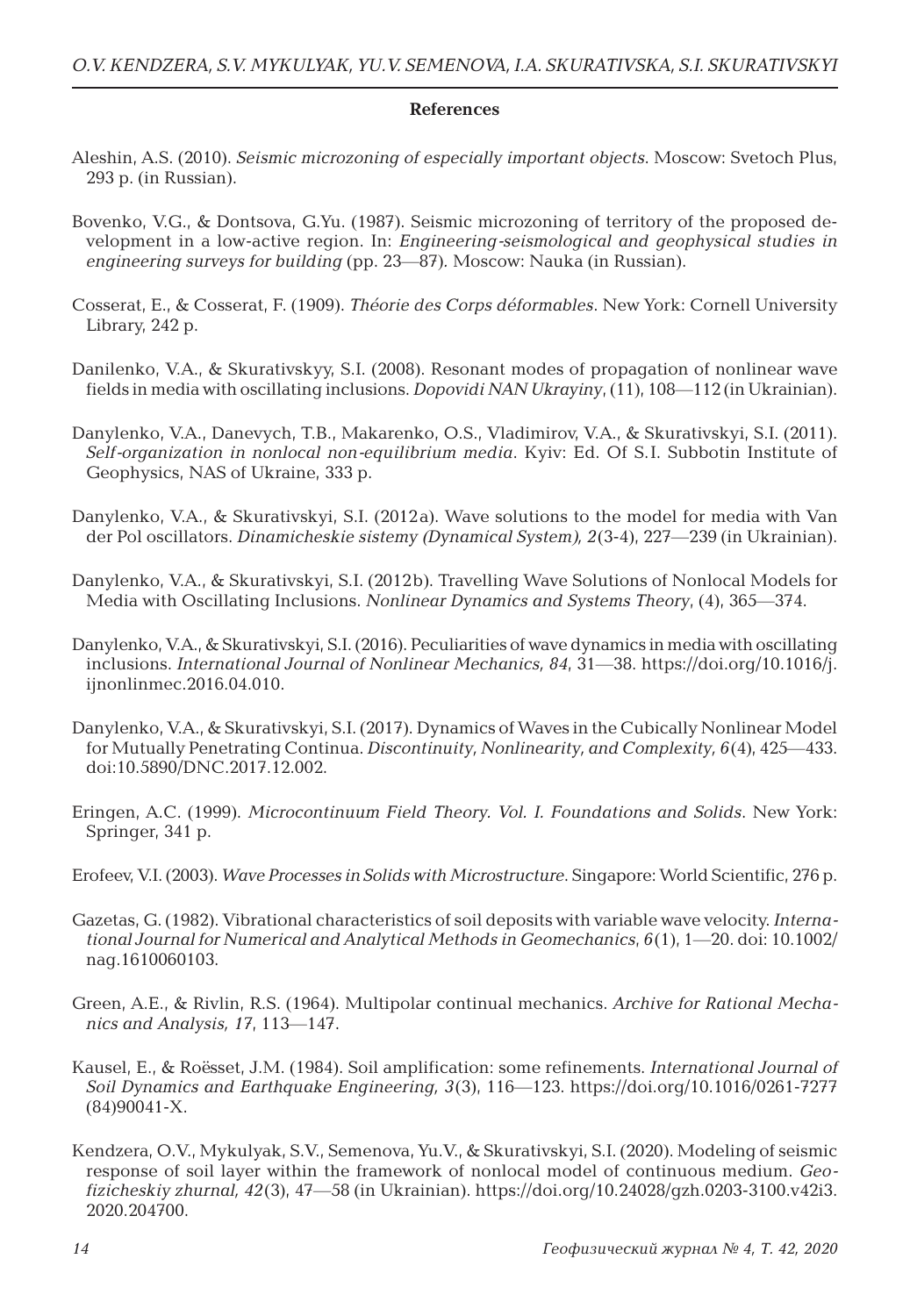### References

Aleshin, A.S. (2010). *Seismic microzoning of especially important objects*. Moscow: Svetoch Plus, 293 p. (in Russian).

Bovenko, V.G., & Dontsova, G.Yu. (1987). Seismic microzoning of territory of the proposed development in a low-active region. In: *Engineering-seismological and geophysical studies in engineering surveys for building* (pp. 23—87). Moscow: Nauka (in Russian).

Cosserat, E., & Cosserat, F. (1909). *Théorie des Corps déformables*. New York: Cornell University Library, 242 p.

Danilenko, V.A., & Skurativskyy, S.I. (2008). Resonant modes of propagation of nonlinear wave fields in media with oscillating inclusions. *Dopovidi NAN Ukrayiny*, (11), 108—112 (in Ukrainian).

Danylenko, V.A., Danevych, T.B., Makarenko, O.S., Vladimirov, V.A., & Skurativskyi, S.I. (2011). *Self-organization in nonlocal non-equilibrium media*. Kyiv: Ed. Of S.I. Subbotin Institute of Geophysics, NAS of Ukraine, 333 p.

Danylenko, V.A., & Skurativskyi, S.I. (2012a). Wave solutions to the model for media with Van der Pol oscillators. *Dinamicheskie sistemy (Dynamical System), 2*(3-4), 227—239 (in Ukrainian).

Danylenko, V.A., & Skurativskyi, S.I. (2012b). Travelling Wave Solutions of Nonlocal Models for Media with Oscillating Inclusions. *Nonlinear Dynamics and Systems Theory*, (4), 365—374.

Danylenko, V.A., & Skurativskyi, S.I. (2016). Peculiarities of wave dynamics in media with oscillating inclusions. *International Journal of Nonlinear Mechanics, 84*, 31—38. https://doi.org/10.1016/j.ijnonlinmec.2016.04.010.

Danylenko, V.A., & Skurativskyi, S.I. (2017). Dynamics of Waves in the Cubically Nonlinear Model for Mutually Penetrating Continua. *Discontinuity, Nonlinearity, and Complexity, 6*(4), 425—433. doi:10.5890/DNC.2017.12.002.

Eringen, A.C. (1999). *Microcontinuum Field Theory. Vol. I. Foundations and Solids*. New York: Springer, 341 p.

Erofeev, V.I. (2003). *Wave Processes in Solids with Microstructure*. Singapore: World Scientific, 276 p.

Gazetas, G. (1982). Vibrational characteristics of soil deposits with variable wave velocity. *International Journal for Numerical and Analytical Methods in Geomechanics*, *6*(1), 1—20. doi: 10.1002/nag.1610060103.

Green, A.E., & Rivlin, R.S. (1964). Multipolar continual mechanics. *Archive for Rational Mechanics and Analysis, 17*, 113—147.

Kausel, E., & Roësset, J.M. (1984). Soil amplification: some refinements. *International Journal of Soil Dynamics and Earthquake Engineering, 3*(3), 116—123. https://doi.org/10.1016/0261-7277(84)90041-X.

Kendzera, O.V., Mykulyak, S.V., Semenova, Yu.V., & Skurativskyi, S.I. (2020). Modeling of seismic response of soil layer within the framework of nonlocal model of continuous medium. *Geofizicheskiy zhurnal, 42*(3), 47—58 (in Ukrainian). https://doi.org/10.24028/gzh.0203-3100.v42i3.2020.204700.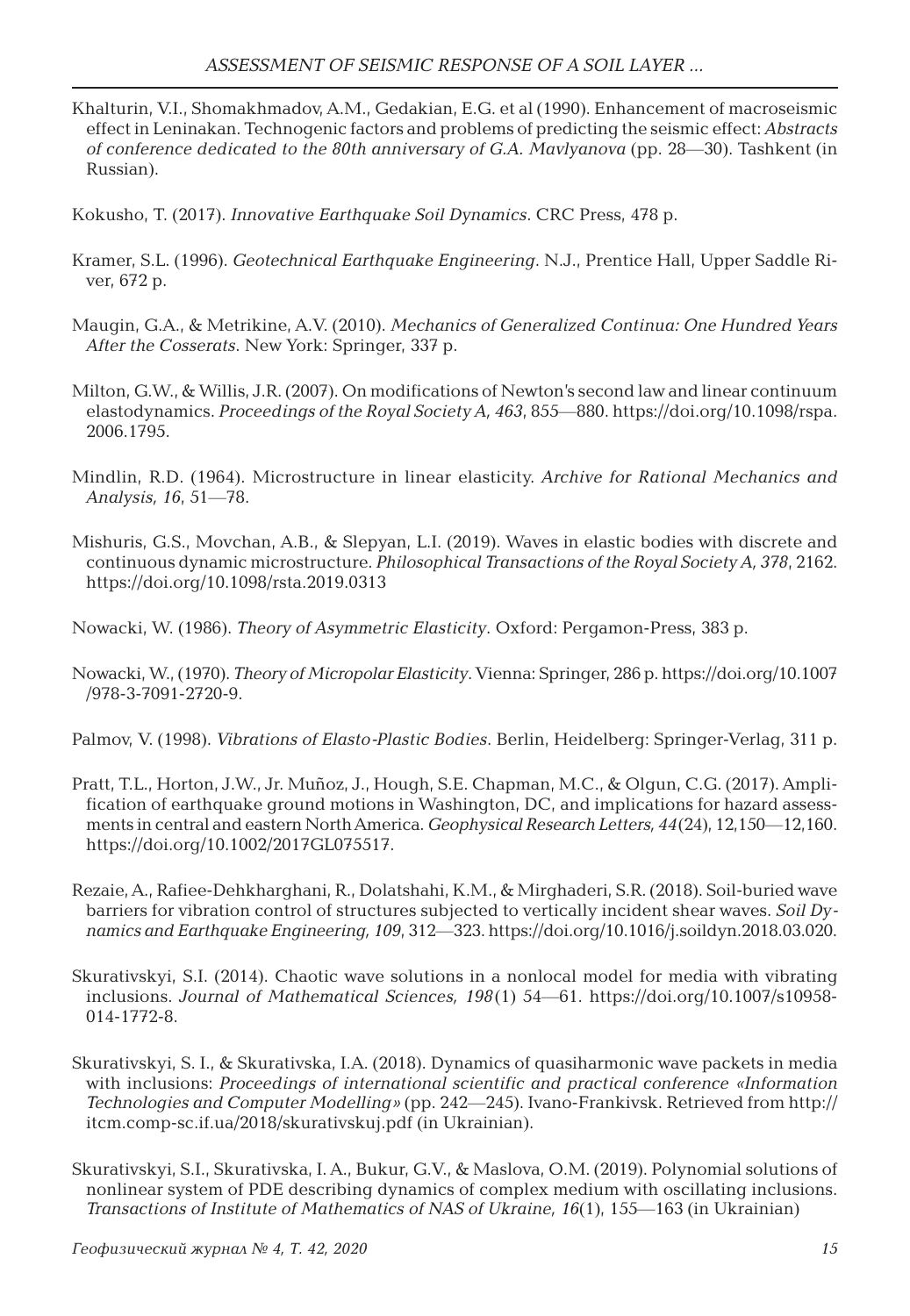Khalturin, V.I., Shomakhmadov, A.M., Gedakian, E.G. et al (1990). Enhancement of macroseismic effect in Leninakan. Technogenic factors and problems of predicting the seismic effect: *Abstracts of conference dedicated to the 80th anniversary of G.A. Mavlyanova* (pp. 28—30). Tashkent (in Russian).

Kokusho, T. (2017). *Innovative Earthquake Soil Dynamics*. CRC Press, 478 p.

Kramer, S.L. (1996). *Geotechnical Earthquake Engineering*. N.J., Prentice Hall, Upper Saddle River, 672 p.

Maugin, G.A., & Metrikine, A.V. (2010). *Mechanics of Generalized Continua: One Hundred Years After the Cosserats*. New York: Springer, 337 p.

Milton, G.W., & Willis, J.R. (2007). On modifications of Newton's second law and linear continuum elastodynamics. *Proceedings of the Royal Society A, 463*, 855—880. https://doi.org/10.1098/rspa.2006.1795.

Mindlin, R.D. (1964). Microstructure in linear elasticity. *Archive for Rational Mechanics and Analysis, 16*, 51—78.

Mishuris, G.S., Movchan, A.B., & Slepyan, L.I. (2019). Waves in elastic bodies with discrete and continuous dynamic microstructure. *Philosophical Transactions of the Royal Society A, 378*, 2162. https://doi.org/10.1098/rsta.2019.0313

Nowacki, W. (1986). *Theory of Asymmetric Elasticity*. Oxford: Pergamon-Press, 383 p.

Nowacki, W., (1970). *Theory of Micropolar Elasticity*. Vienna: Springer, 286 p. https://doi.org/10.1007/978-3-7091-2720-9.

Palmov, V. (1998). *Vibrations of Elasto-Plastic Bodies*. Berlin, Heidelberg: Springer-Verlag, 311 p.

Pratt, T.L., Horton, J.W., Jr. Muñoz, J., Hough, S.E. Chapman, M.C., & Olgun, C.G. (2017). Amplification of earthquake ground motions in Washington, DC, and implications for hazard assessments in central and eastern North America. *Geophysical Research Letters, 44*(24), 12,150—12,160. https://doi.org/10.1002/2017GL075517.

Rezaie, A., Rafiee-Dehkharghani, R., Dolatshahi, K.M., & Mirghaderi, S.R. (2018). Soil-buried wave barriers for vibration control of structures subjected to vertically incident shear waves. *Soil Dynamics and Earthquake Engineering, 109*, 312—323. https://doi.org/10.1016/j.soildyn.2018.03.020.

Skurativskyi, S.I. (2014). Chaotic wave solutions in a nonlocal model for media with vibrating inclusions. *Journal of Mathematical Sciences, 198*(1) 54—61. https://doi.org/10.1007/s10958-014-1772-8.

Skurativskyi, S. I., & Skurativska, I.A. (2018). Dynamics of quasiharmonic wave packets in media with inclusions: *Proceedings of international scientific and practical conference «Information Technologies and Computer Modelling»* (pp. 242—245). Ivano-Frankivsk. Retrieved from http://itcm.comp-sc.if.ua/2018/skurativskuj.pdf (in Ukrainian).

Skurativskyi, S.I., Skurativska, I. A., Bukur, G.V., & Maslova, O.M. (2019). Polynomial solutions of nonlinear system of PDE describing dynamics of complex medium with oscillating inclusions. *Transactions of Institute of Mathematics of NAS of Ukraine, 16*(1), 155—163 (in Ukrainian)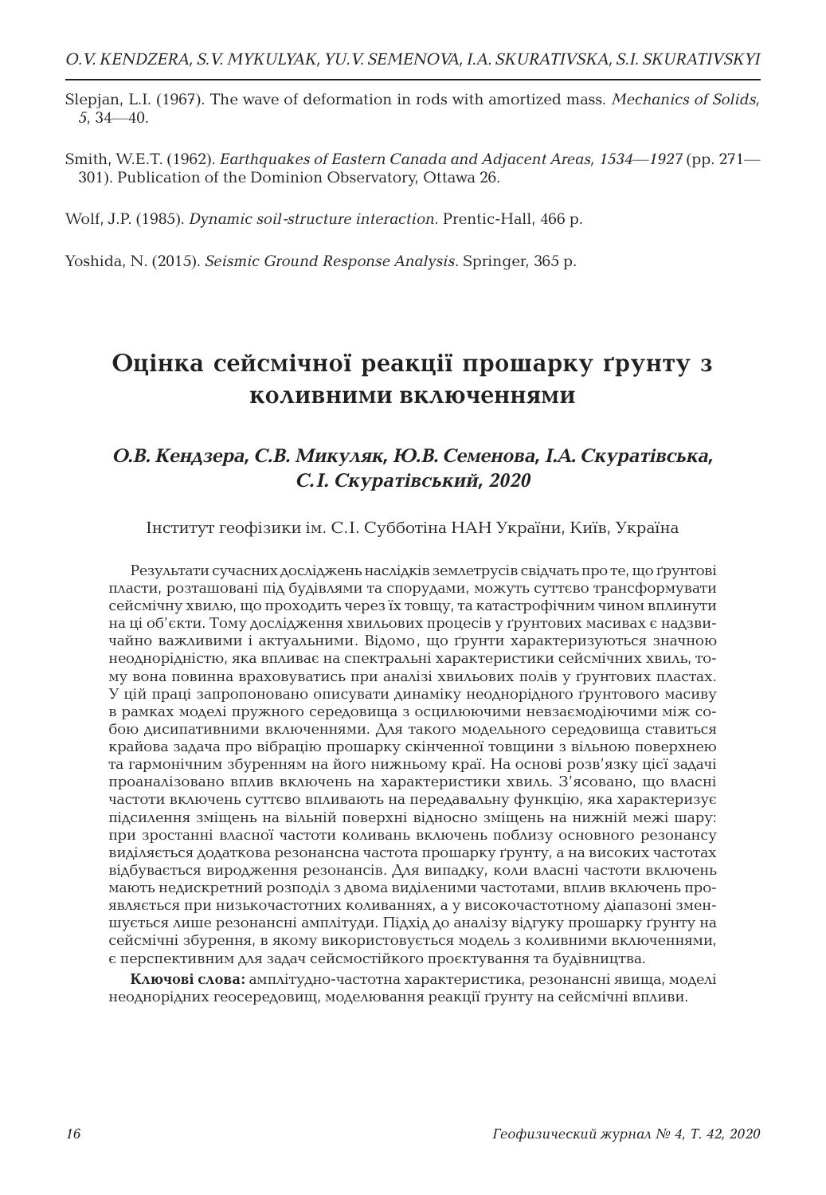Slepjan, L.I. (1967). The wave of deformation in rods with amortized mass. *Mechanics of Solids*, *5*, 34—40.

Smith, W.E.T. (1962). *Earthquakes of Eastern Canada and Adjacent Areas, 1534—1927* (pp. 271—301). Publication of the Dominion Observatory, Ottawa 26.

Wolf, J.P. (1985). *Dynamic soil-structure interaction*. Prentic-Hall, 466 p.

Yoshida, N. (2015). *Seismic Ground Response Analysis*. Springer, 365 p.

# Оцінка сейсмічної реакції прошарку ґрунту з коливними включеннями

***О.В. Кендзера, С.В. Микуляк, Ю.В. Семенова, І.А. Скуратівська, С.І. Скуратівський, 2020***

Інститут геофізики ім. С.І. Субботіна НАН України, Київ, Україна

Результати сучасних досліджень наслідків землетрусів свідчать про те, що ґрунтові пласти, розташовані під будівлями та спорудами, можуть суттєво трансформувати сейсмічну хвилю, що проходить через їх товщу, та катастрофічним чином вплинути на ці об'єкти. Тому дослідження хвильових процесів у ґрунтових масивах є надзвичайно важливими і актуальними. Відомо, що ґрунти характеризуються значною неоднорідністю, яка впливає на спектральні характеристики сейсмічних хвиль, тому вона повинна враховуватись при аналізі хвильових полів у ґрунтових пластах. У цій праці запропоновано описувати динаміку неоднорідного ґрунтового масиву в рамках моделі пружного середовища з осцилюючими невзаємодіючими між собою дисипативними включеннями. Для такого модельного середовища ставиться крайова задача про вібрацію прошарку скінченної товщини з вільною поверхнею та гармонічним збуренням на його нижньому краї. На основі розв'язку цієї задачі проаналізовано вплив включень на характеристики хвиль. З'ясовано, що власні частоти включень суттєво впливають на передавальну функцію, яка характеризує підсилення зміщень на вільній поверхні відносно зміщень на нижній межі шару: при зростанні власної частоти коливань включень поблизу основного резонансу виділяється додаткова резонансна частота прошарку ґрунту, а на високих частотах відбувається виродження резонансів. Для випадку, коли власні частоти включень мають недискретний розподіл з двома виділеними частотами, вплив включень проявляється при низькочастотних коливаннях, а у високочастотному діапазоні зменшується лише резонансні амплітуди. Підхід до аналізу відгуку прошарку ґрунту на сейсмічні збурення, в якому використовується модель з коливними включеннями, є перспективним для задач сейсмостійкого проєктування та будівництва.

**Ключові слова:** амплітудно-частотна характеристика, резонансні явища, моделі неоднорідних геосередовищ, моделювання реакції ґрунту на сейсмічні впливи.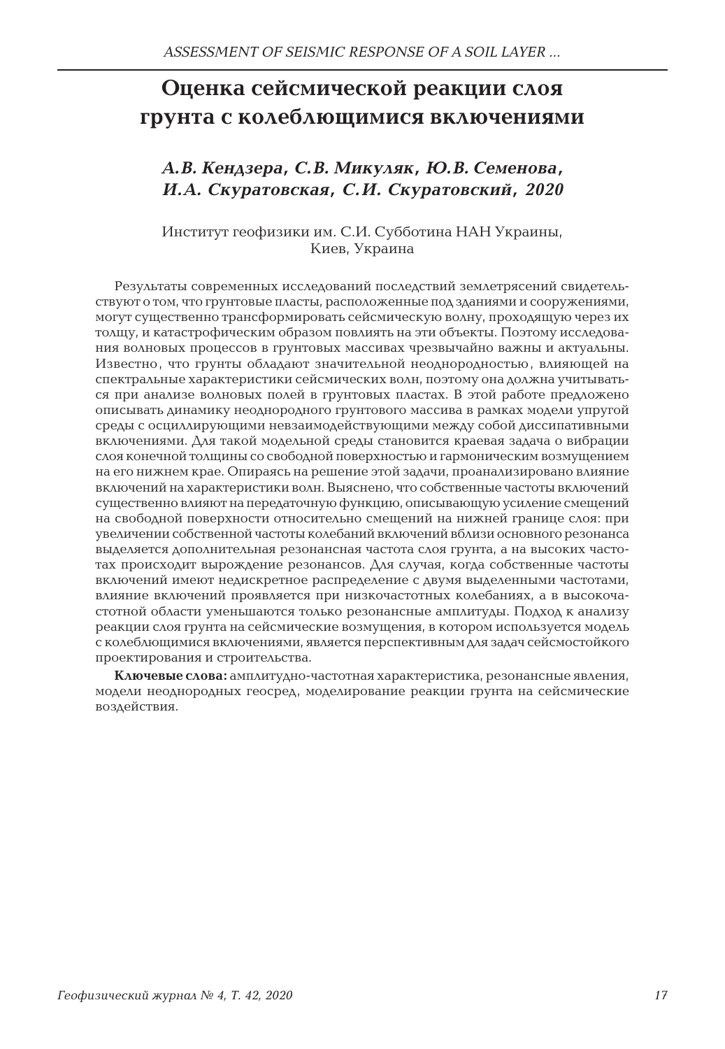# Оценка сейсмической реакции слоя грунта с колеблющимися включениями

***А.В. Кендзера, С.В. Микуляк, Ю.В. Семенова, И.А. Скуратовская, С.И. Скуратовский, 2020***

Институт геофизики им. С.И. Субботина НАН Украины,
Киев, Украина

Результаты современных исследований последствий землетрясений свидетельствуют о том, что грунтовые пласты, расположенные под зданиями и сооружениями, могут существенно трансформировать сейсмическую волну, проходящую через их толщу, и катастрофическим образом повлиять на эти объекты. Поэтому исследования волновых процессов в грунтовых массивах чрезвычайно важны и актуальны. Известно, что грунты обладают значительной неоднородностью, влияющей на спектральные характеристики сейсмических волн, поэтому она должна учитываться при анализе волновых полей в грунтовых пластах. В этой работе предложено описывать динамику неоднородного грунтового массива в рамках модели упругой среды с осциллирующими невзаимодействующими между собой диссипативными включениями. Для такой модельной среды становится краевая задача о вибрации слоя конечной толщины со свободной поверхностью и гармоническим возмущением на его нижнем крае. Опираясь на решение этой задачи, проанализировано влияние включений на характеристики волн. Выяснено, что собственные частоты включений существенно влияют на передаточную функцию, описывающую усиление смещений на свободной поверхности относительно смещений на нижней границе слоя: при увеличении собственной частоты колебаний включений вблизи основного резонанса выделяется дополнительная резонансная частота слоя грунта, а на высоких частотах происходит вырождение резонансов. Для случая, когда собственные частоты включений имеют недискретное распределение с двумя выделенными частотами, влияние включений проявляется при низкочастотных колебаниях, а в высокочастотной области уменьшаются только резонансные амплитуды. Подход к анализу реакции слоя грунта на сейсмические возмущения, в котором используется модель с колеблющимися включениями, является перспективным для задач сейсмостойкого проектирования и строительства.

**Ключевые слова:** амплитудно-частотная характеристика, резонансные явления, модели неоднородных геосред, моделирование реакции грунта на сейсмические воздействия.